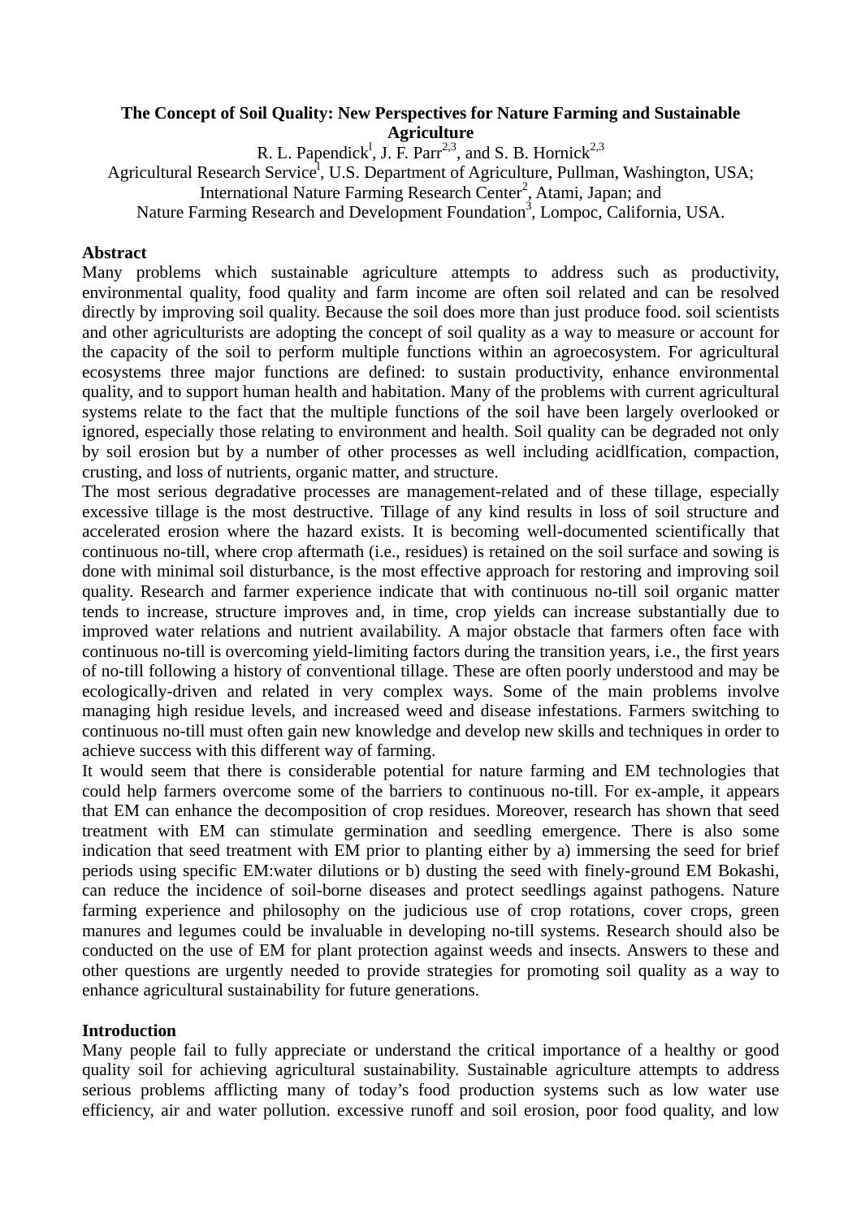# The Concept of Soil Quality: New Perspectives for Nature Farming and Sustainable Agriculture

R. L. Papendick[1], J. F. Parr[2,3], and S. B. Hornick[2,3]

Agricultural Research Service[1], U.S. Department of Agriculture, Pullman, Washington, USA;
International Nature Farming Research Center[2], Atami, Japan; and
Nature Farming Research and Development Foundation[3], Lompoc, California, USA.

## Abstract

Many problems which sustainable agriculture attempts to address such as productivity, environmental quality, food quality and farm income are often soil related and can be resolved directly by improving soil quality. Because the soil does more than just produce food. soil scientists and other agriculturists are adopting the concept of soil quality as a way to measure or account for the capacity of the soil to perform multiple functions within an agroecosystem. For agricultural ecosystems three major functions are defined: to sustain productivity, enhance environmental quality, and to support human health and habitation. Many of the problems with current agricultural systems relate to the fact that the multiple functions of the soil have been largely overlooked or ignored, especially those relating to environment and health. Soil quality can be degraded not only by soil erosion but by a number of other processes as well including acidlfication, compaction, crusting, and loss of nutrients, organic matter, and structure.

The most serious degradative processes are management-related and of these tillage, especially excessive tillage is the most destructive. Tillage of any kind results in loss of soil structure and accelerated erosion where the hazard exists. It is becoming well-documented scientifically that continuous no-till, where crop aftermath (i.e., residues) is retained on the soil surface and sowing is done with minimal soil disturbance, is the most effective approach for restoring and improving soil quality. Research and farmer experience indicate that with continuous no-till soil organic matter tends to increase, structure improves and, in time, crop yields can increase substantially due to improved water relations and nutrient availability. A major obstacle that farmers often face with continuous no-till is overcoming yield-limiting factors during the transition years, i.e., the first years of no-till following a history of conventional tillage. These are often poorly understood and may be ecologically-driven and related in very complex ways. Some of the main problems involve managing high residue levels, and increased weed and disease infestations. Farmers switching to continuous no-till must often gain new knowledge and develop new skills and techniques in order to achieve success with this different way of farming.

It would seem that there is considerable potential for nature farming and EM technologies that could help farmers overcome some of the barriers to continuous no-till. For ex-ample, it appears that EM can enhance the decomposition of crop residues. Moreover, research has shown that seed treatment with EM can stimulate germination and seedling emergence. There is also some indication that seed treatment with EM prior to planting either by a) immersing the seed for brief periods using specific EM:water dilutions or b) dusting the seed with finely-ground EM Bokashi, can reduce the incidence of soil-borne diseases and protect seedlings against pathogens. Nature farming experience and philosophy on the judicious use of crop rotations, cover crops, green manures and legumes could be invaluable in developing no-till systems. Research should also be conducted on the use of EM for plant protection against weeds and insects. Answers to these and other questions are urgently needed to provide strategies for promoting soil quality as a way to enhance agricultural sustainability for future generations.

## Introduction

Many people fail to fully appreciate or understand the critical importance of a healthy or good quality soil for achieving agricultural sustainability. Sustainable agriculture attempts to address serious problems afflicting many of today's food production systems such as low water use efficiency, air and water pollution. excessive runoff and soil erosion, poor food quality, and low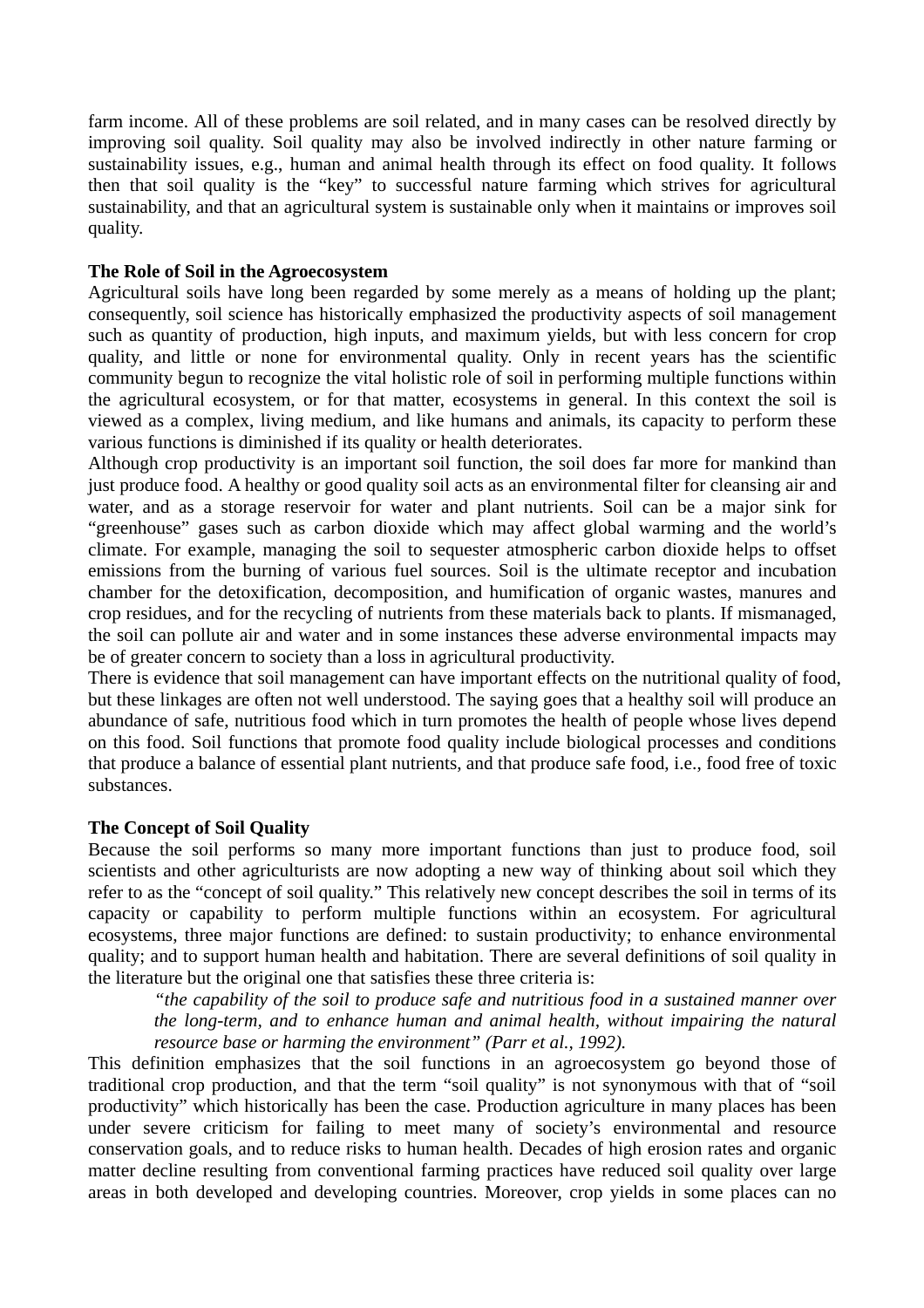farm income. All of these problems are soil related, and in many cases can be resolved directly by improving soil quality. Soil quality may also be involved indirectly in other nature farming or sustainability issues, e.g., human and animal health through its effect on food quality. It follows then that soil quality is the “key” to successful nature farming which strives for agricultural sustainability, and that an agricultural system is sustainable only when it maintains or improves soil quality.

**The Role of Soil in the Agroecosystem**

Agricultural soils have long been regarded by some merely as a means of holding up the plant; consequently, soil science has historically emphasized the productivity aspects of soil management such as quantity of production, high inputs, and maximum yields, but with less concern for crop quality, and little or none for environmental quality. Only in recent years has the scientific community begun to recognize the vital holistic role of soil in performing multiple functions within the agricultural ecosystem, or for that matter, ecosystems in general. In this context the soil is viewed as a complex, living medium, and like humans and animals, its capacity to perform these various functions is diminished if its quality or health deteriorates.

Although crop productivity is an important soil function, the soil does far more for mankind than just produce food. A healthy or good quality soil acts as an environmental filter for cleansing air and water, and as a storage reservoir for water and plant nutrients. Soil can be a major sink for “greenhouse” gases such as carbon dioxide which may affect global warming and the world’s climate. For example, managing the soil to sequester atmospheric carbon dioxide helps to offset emissions from the burning of various fuel sources. Soil is the ultimate receptor and incubation chamber for the detoxification, decomposition, and humification of organic wastes, manures and crop residues, and for the recycling of nutrients from these materials back to plants. If mismanaged, the soil can pollute air and water and in some instances these adverse environmental impacts may be of greater concern to society than a loss in agricultural productivity.

There is evidence that soil management can have important effects on the nutritional quality of food, but these linkages are often not well understood. The saying goes that a healthy soil will produce an abundance of safe, nutritious food which in turn promotes the health of people whose lives depend on this food. Soil functions that promote food quality include biological processes and conditions that produce a balance of essential plant nutrients, and that produce safe food, i.e., food free of toxic substances.

**The Concept of Soil Quality**

Because the soil performs so many more important functions than just to produce food, soil scientists and other agriculturists are now adopting a new way of thinking about soil which they refer to as the “concept of soil quality.” This relatively new concept describes the soil in terms of its capacity or capability to perform multiple functions within an ecosystem. For agricultural ecosystems, three major functions are defined: to sustain productivity; to enhance environmental quality; and to support human health and habitation. There are several definitions of soil quality in the literature but the original one that satisfies these three criteria is:

> *“the capability of the soil to produce safe and nutritious food in a sustained manner over the long-term, and to enhance human and animal health, without impairing the natural resource base or harming the environment” (Parr et al., 1992).*

This definition emphasizes that the soil functions in an agroecosystem go beyond those of traditional crop production, and that the term “soil quality” is not synonymous with that of “soil productivity” which historically has been the case. Production agriculture in many places has been under severe criticism for failing to meet many of society’s environmental and resource conservation goals, and to reduce risks to human health. Decades of high erosion rates and organic matter decline resulting from conventional farming practices have reduced soil quality over large areas in both developed and developing countries. Moreover, crop yields in some places can no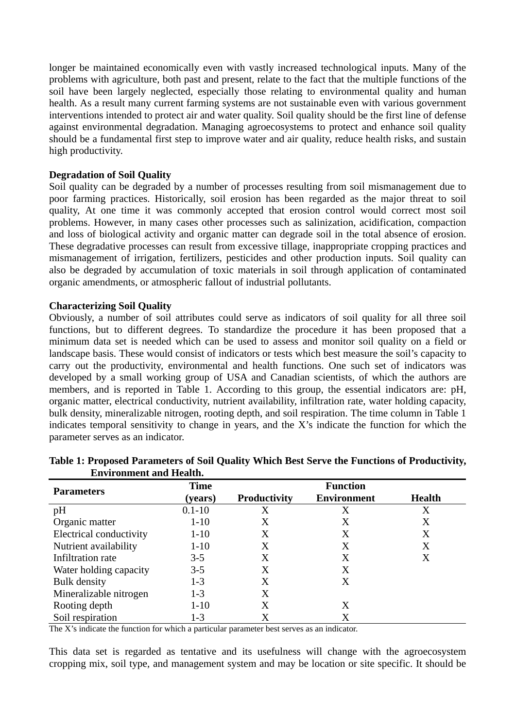longer be maintained economically even with vastly increased technological inputs. Many of the problems with agriculture, both past and present, relate to the fact that the multiple functions of the soil have been largely neglected, especially those relating to environmental quality and human health. As a result many current farming systems are not sustainable even with various government interventions intended to protect air and water quality. Soil quality should be the first line of defense against environmental degradation. Managing agroecosystems to protect and enhance soil quality should be a fundamental first step to improve water and air quality, reduce health risks, and sustain high productivity.

**Degradation of Soil Quality**

Soil quality can be degraded by a number of processes resulting from soil mismanagement due to poor farming practices. Historically, soil erosion has been regarded as the major threat to soil quality, At one time it was commonly accepted that erosion control would correct most soil problems. However, in many cases other processes such as salinization, acidification, compaction and loss of biological activity and organic matter can degrade soil in the total absence of erosion. These degradative processes can result from excessive tillage, inappropriate cropping practices and mismanagement of irrigation, fertilizers, pesticides and other production inputs. Soil quality can also be degraded by accumulation of toxic materials in soil through application of contaminated organic amendments, or atmospheric fallout of industrial pollutants.

**Characterizing Soil Quality**

Obviously, a number of soil attributes could serve as indicators of soil quality for all three soil functions, but to different degrees. To standardize the procedure it has been proposed that a minimum data set is needed which can be used to assess and monitor soil quality on a field or landscape basis. These would consist of indicators or tests which best measure the soil's capacity to carry out the productivity, environmental and health functions. One such set of indicators was developed by a small working group of USA and Canadian scientists, of which the authors are members, and is reported in Table 1. According to this group, the essential indicators are: pH, organic matter, electrical conductivity, nutrient availability, infiltration rate, water holding capacity, bulk density, mineralizable nitrogen, rooting depth, and soil respiration. The time column in Table 1 indicates temporal sensitivity to change in years, and the X's indicate the function for which the parameter serves as an indicator.

**Table 1: Proposed Parameters of Soil Quality Which Best Serve the Functions of Productivity, Environment and Health.**

| Parameters | Time (years) | Function | | |
|---|---|---|---|---|
| | | Productivity | Environment | Health |
| pH | 0.1-10 | X | X | X |
| Organic matter | 1-10 | X | X | X |
| Electrical conductivity | 1-10 | X | X | X |
| Nutrient availability | 1-10 | X | X | X |
| Infiltration rate | 3-5 | X | X | X |
| Water holding capacity | 3-5 | X | X | |
| Bulk density | 1-3 | X | X | |
| Mineralizable nitrogen | 1-3 | X | | |
| Rooting depth | 1-10 | X | X | |
| Soil respiration | 1-3 | X | X | |

The X's indicate the function for which a particular parameter best serves as an indicator.

This data set is regarded as tentative and its usefulness will change with the agroecosystem cropping mix, soil type, and management system and may be location or site specific. It should be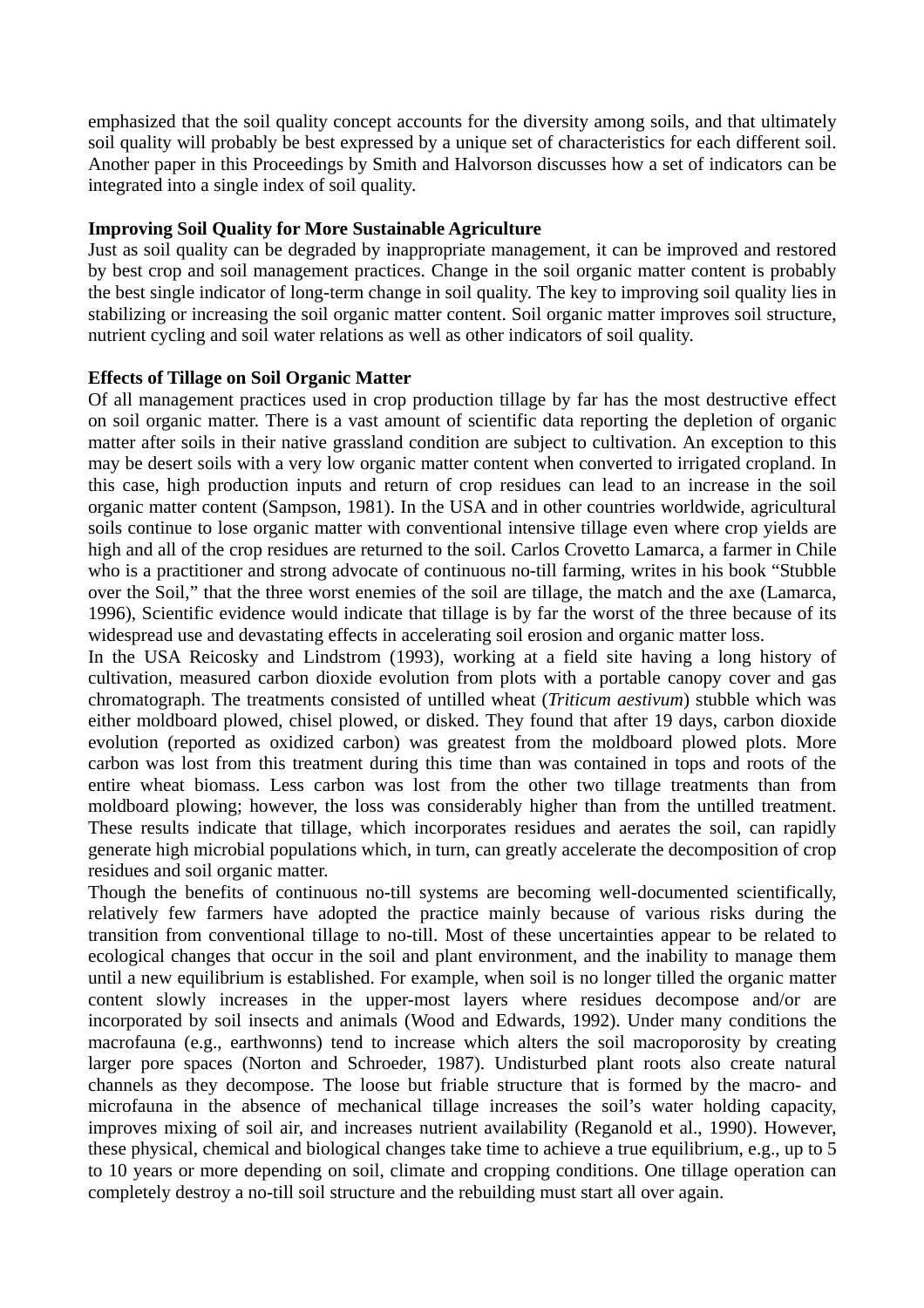emphasized that the soil quality concept accounts for the diversity among soils, and that ultimately soil quality will probably be best expressed by a unique set of characteristics for each different soil. Another paper in this Proceedings by Smith and Halvorson discusses how a set of indicators can be integrated into a single index of soil quality.

**Improving Soil Quality for More Sustainable Agriculture**

Just as soil quality can be degraded by inappropriate management, it can be improved and restored by best crop and soil management practices. Change in the soil organic matter content is probably the best single indicator of long-term change in soil quality. The key to improving soil quality lies in stabilizing or increasing the soil organic matter content. Soil organic matter improves soil structure, nutrient cycling and soil water relations as well as other indicators of soil quality.

**Effects of Tillage on Soil Organic Matter**

Of all management practices used in crop production tillage by far has the most destructive effect on soil organic matter. There is a vast amount of scientific data reporting the depletion of organic matter after soils in their native grassland condition are subject to cultivation. An exception to this may be desert soils with a very low organic matter content when converted to irrigated cropland. In this case, high production inputs and return of crop residues can lead to an increase in the soil organic matter content (Sampson, 1981). In the USA and in other countries worldwide, agricultural soils continue to lose organic matter with conventional intensive tillage even where crop yields are high and all of the crop residues are returned to the soil. Carlos Crovetto Lamarca, a farmer in Chile who is a practitioner and strong advocate of continuous no-till farming, writes in his book "Stubble over the Soil," that the three worst enemies of the soil are tillage, the match and the axe (Lamarca, 1996), Scientific evidence would indicate that tillage is by far the worst of the three because of its widespread use and devastating effects in accelerating soil erosion and organic matter loss.

In the USA Reicosky and Lindstrom (1993), working at a field site having a long history of cultivation, measured carbon dioxide evolution from plots with a portable canopy cover and gas chromatograph. The treatments consisted of untilled wheat (*Triticum aestivum*) stubble which was either moldboard plowed, chisel plowed, or disked. They found that after 19 days, carbon dioxide evolution (reported as oxidized carbon) was greatest from the moldboard plowed plots. More carbon was lost from this treatment during this time than was contained in tops and roots of the entire wheat biomass. Less carbon was lost from the other two tillage treatments than from moldboard plowing; however, the loss was considerably higher than from the untilled treatment. These results indicate that tillage, which incorporates residues and aerates the soil, can rapidly generate high microbial populations which, in turn, can greatly accelerate the decomposition of crop residues and soil organic matter.

Though the benefits of continuous no-till systems are becoming well-documented scientifically, relatively few farmers have adopted the practice mainly because of various risks during the transition from conventional tillage to no-till. Most of these uncertainties appear to be related to ecological changes that occur in the soil and plant environment, and the inability to manage them until a new equilibrium is established. For example, when soil is no longer tilled the organic matter content slowly increases in the upper-most layers where residues decompose and/or are incorporated by soil insects and animals (Wood and Edwards, 1992). Under many conditions the macrofauna (e.g., earthwonns) tend to increase which alters the soil macroporosity by creating larger pore spaces (Norton and Schroeder, 1987). Undisturbed plant roots also create natural channels as they decompose. The loose but friable structure that is formed by the macro- and microfauna in the absence of mechanical tillage increases the soil's water holding capacity, improves mixing of soil air, and increases nutrient availability (Reganold et al., 1990). However, these physical, chemical and biological changes take time to achieve a true equilibrium, e.g., up to 5 to 10 years or more depending on soil, climate and cropping conditions. One tillage operation can completely destroy a no-till soil structure and the rebuilding must start all over again.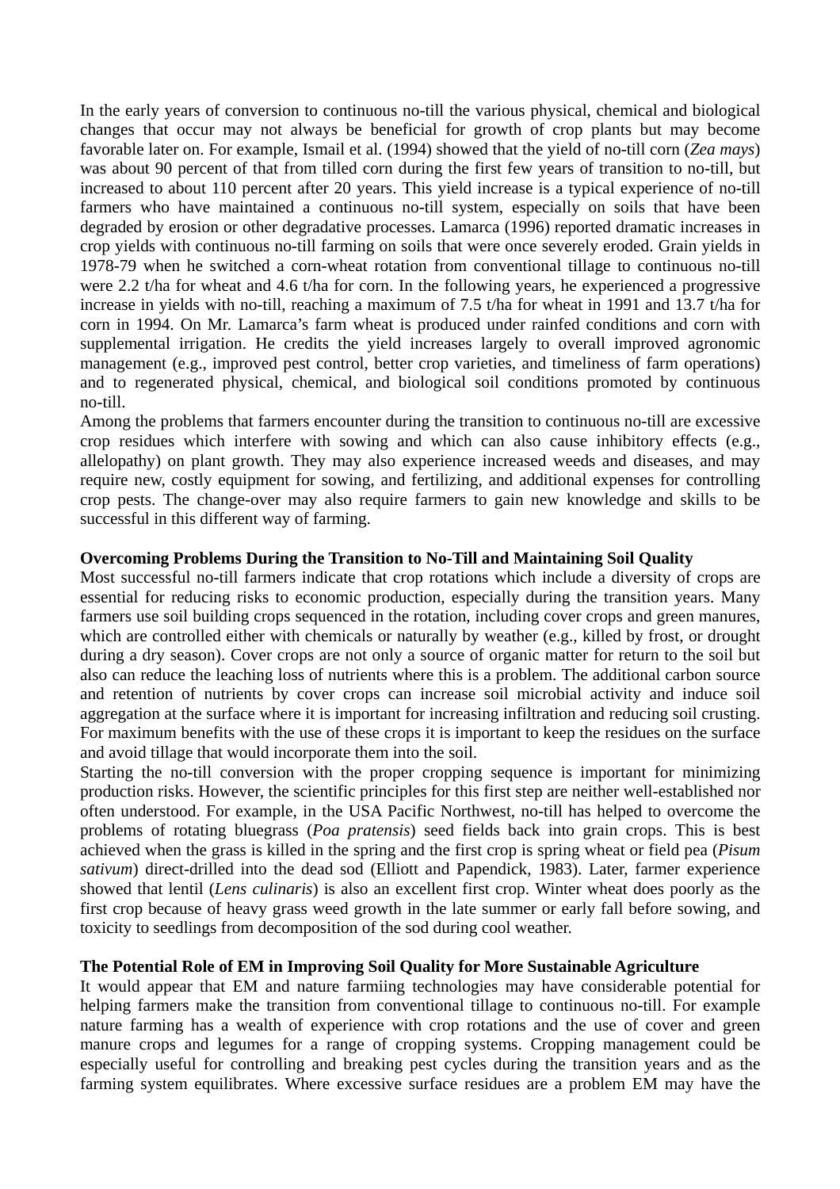In the early years of conversion to continuous no-till the various physical, chemical and biological changes that occur may not always be beneficial for growth of crop plants but may become favorable later on. For example, Ismail et al. (1994) showed that the yield of no-till corn (*Zea mays*) was about 90 percent of that from tilled corn during the first few years of transition to no-till, but increased to about 110 percent after 20 years. This yield increase is a typical experience of no-till farmers who have maintained a continuous no-till system, especially on soils that have been degraded by erosion or other degradative processes. Lamarca (1996) reported dramatic increases in crop yields with continuous no-till farming on soils that were once severely eroded. Grain yields in 1978-79 when he switched a corn-wheat rotation from conventional tillage to continuous no-till were 2.2 t/ha for wheat and 4.6 t/ha for corn. In the following years, he experienced a progressive increase in yields with no-till, reaching a maximum of 7.5 t/ha for wheat in 1991 and 13.7 t/ha for corn in 1994. On Mr. Lamarca's farm wheat is produced under rainfed conditions and corn with supplemental irrigation. He credits the yield increases largely to overall improved agronomic management (e.g., improved pest control, better crop varieties, and timeliness of farm operations) and to regenerated physical, chemical, and biological soil conditions promoted by continuous no-till.

Among the problems that farmers encounter during the transition to continuous no-till are excessive crop residues which interfere with sowing and which can also cause inhibitory effects (e.g., allelopathy) on plant growth. They may also experience increased weeds and diseases, and may require new, costly equipment for sowing, and fertilizing, and additional expenses for controlling crop pests. The change-over may also require farmers to gain new knowledge and skills to be successful in this different way of farming.

**Overcoming Problems During the Transition to No-Till and Maintaining Soil Quality**

Most successful no-till farmers indicate that crop rotations which include a diversity of crops are essential for reducing risks to economic production, especially during the transition years. Many farmers use soil building crops sequenced in the rotation, including cover crops and green manures, which are controlled either with chemicals or naturally by weather (e.g., killed by frost, or drought during a dry season). Cover crops are not only a source of organic matter for return to the soil but also can reduce the leaching loss of nutrients where this is a problem. The additional carbon source and retention of nutrients by cover crops can increase soil microbial activity and induce soil aggregation at the surface where it is important for increasing infiltration and reducing soil crusting. For maximum benefits with the use of these crops it is important to keep the residues on the surface and avoid tillage that would incorporate them into the soil.

Starting the no-till conversion with the proper cropping sequence is important for minimizing production risks. However, the scientific principles for this first step are neither well-established nor often understood. For example, in the USA Pacific Northwest, no-till has helped to overcome the problems of rotating bluegrass (*Poa pratensis*) seed fields back into grain crops. This is best achieved when the grass is killed in the spring and the first crop is spring wheat or field pea (*Pisum sativum*) direct-drilled into the dead sod (Elliott and Papendick, 1983). Later, farmer experience showed that lentil (*Lens culinaris*) is also an excellent first crop. Winter wheat does poorly as the first crop because of heavy grass weed growth in the late summer or early fall before sowing, and toxicity to seedlings from decomposition of the sod during cool weather.

**The Potential Role of EM in Improving Soil Quality for More Sustainable Agriculture**

It would appear that EM and nature farmiing technologies may have considerable potential for helping farmers make the transition from conventional tillage to continuous no-till. For example nature farming has a wealth of experience with crop rotations and the use of cover and green manure crops and legumes for a range of cropping systems. Cropping management could be especially useful for controlling and breaking pest cycles during the transition years and as the farming system equilibrates. Where excessive surface residues are a problem EM may have the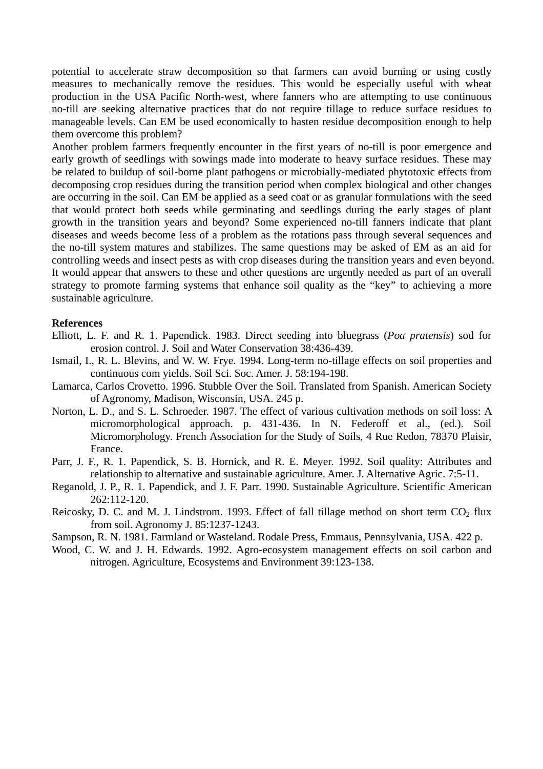potential to accelerate straw decomposition so that farmers can avoid burning or using costly measures to mechanically remove the residues. This would be especially useful with wheat production in the USA Pacific North-west, where fanners who are attempting to use continuous no-till are seeking alternative practices that do not require tillage to reduce surface residues to manageable levels. Can EM be used economically to hasten residue decomposition enough to help them overcome this problem?

Another problem farmers frequently encounter in the first years of no-till is poor emergence and early growth of seedlings with sowings made into moderate to heavy surface residues. These may be related to buildup of soil-borne plant pathogens or microbially-mediated phytotoxic effects from decomposing crop residues during the transition period when complex biological and other changes are occurring in the soil. Can EM be applied as a seed coat or as granular formulations with the seed that would protect both seeds while germinating and seedlings during the early stages of plant growth in the transition years and beyond? Some experienced no-till fanners indicate that plant diseases and weeds become less of a problem as the rotations pass through several sequences and the no-till system matures and stabilizes. The same questions may be asked of EM as an aid for controlling weeds and insect pests as with crop diseases during the transition years and even beyond. It would appear that answers to these and other questions are urgently needed as part of an overall strategy to promote farming systems that enhance soil quality as the “key” to achieving a more sustainable agriculture.

**References**

Elliott, L. F. and R. 1. Papendick. 1983. Direct seeding into bluegrass (*Poa pratensis*) sod for erosion control. J. Soil and Water Conservation 38:436-439.

Ismail, I., R. L. Blevins, and W. W. Frye. 1994. Long-term no-tillage effects on soil properties and continuous com yields. Soil Sci. Soc. Amer. J. 58:194-198.

Lamarca, Carlos Crovetto. 1996. Stubble Over the Soil. Translated from Spanish. American Society of Agronomy, Madison, Wisconsin, USA. 245 p.

Norton, L. D., and S. L. Schroeder. 1987. The effect of various cultivation methods on soil loss: A micromorphological approach. p. 431-436. In N. Federoff et al., (ed.). Soil Micromorphology. French Association for the Study of Soils, 4 Rue Redon, 78370 Plaisir, France.

Parr, J. F., R. 1. Papendick, S. B. Hornick, and R. E. Meyer. 1992. Soil quality: Attributes and relationship to alternative and sustainable agriculture. Amer. J. Alternative Agric. 7:5-11.

Reganold, J. P., R. 1. Papendick, and J. F. Parr. 1990. Sustainable Agriculture. Scientific American 262:112-120.

Reicosky, D. C. and M. J. Lindstrom. 1993. Effect of fall tillage method on short term $CO_2$ flux from soil. Agronomy J. 85:1237-1243.

Sampson, R. N. 1981. Farmland or Wasteland. Rodale Press, Emmaus, Pennsylvania, USA. 422 p.

Wood, C. W. and J. H. Edwards. 1992. Agro-ecosystem management effects on soil carbon and nitrogen. Agriculture, Ecosystems and Environment 39:123-138.